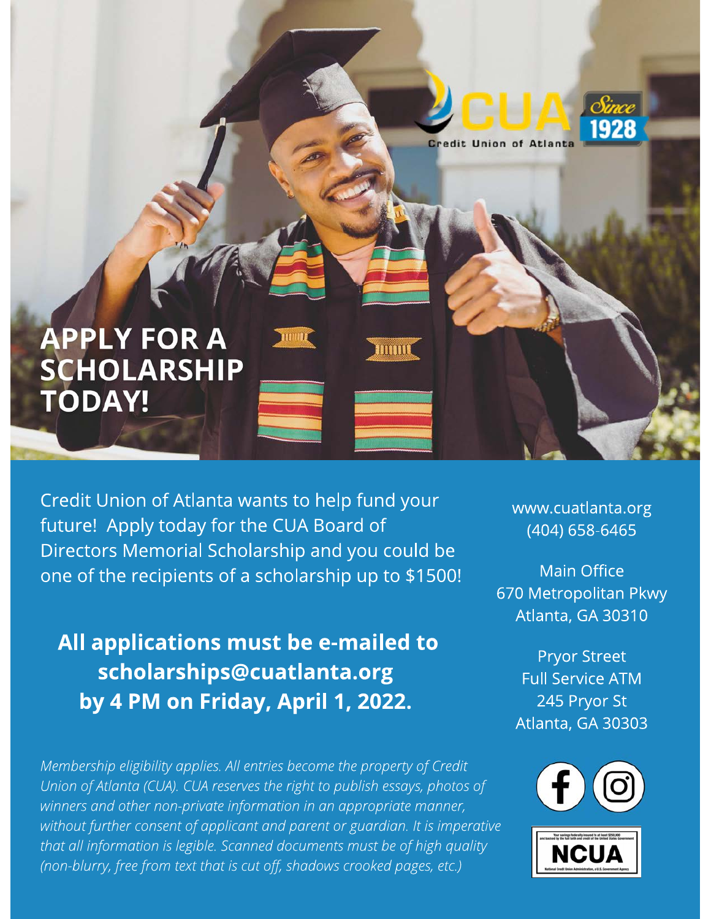# APPLY FOR A SCHOLARSHIP TODAY!

Credit Union of Atlanta wants to help fund your future! Apply today for the CUA Board of Directors Memorial Scholarship and you could be one of the recipients of a scholarship up to $1500!

**All applications must be e-mailed to scholarships@cuatlanta.org by 4 PM on Friday, April 1, 2022.**

*Membership eligibility applies. All entries become the property of Credit Union of Atlanta (CUA). CUA reserves the right to publish essays, photos of winners and other non-private information in an appropriate manner, without further consent of applicant and parent or guardian. It is imperative that all information is legible. Scanned documents must be of high quality (non-blurry, free from text that is cut off, shadows crooked pages, etc.)*

www.cuatlanta.org
(404) 658-6465

Main Office
670 Metropolitan Pkwy
Atlanta, GA 30310

Pryor Street
Full Service ATM
245 Pryor St
Atlanta, GA 30303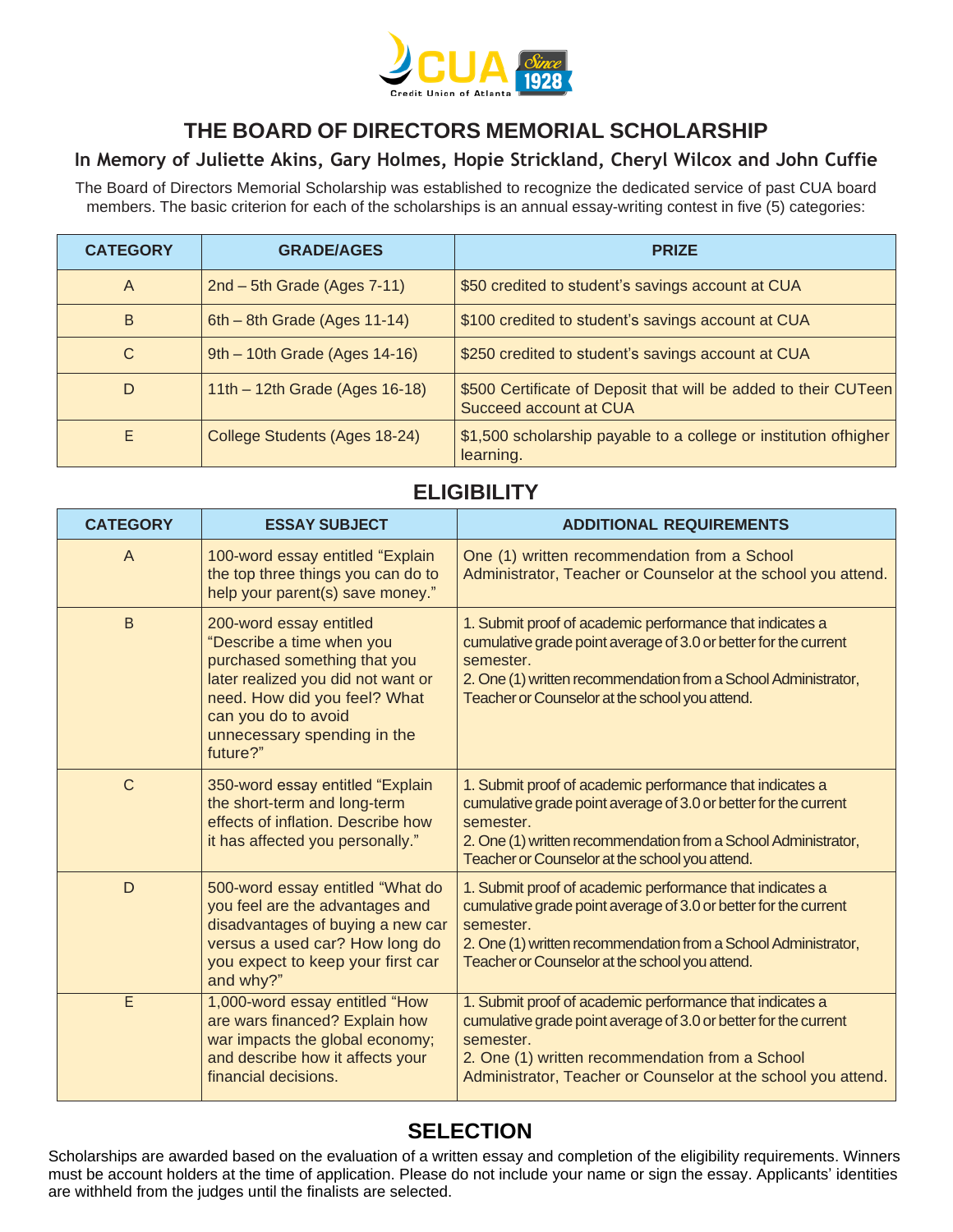# THE BOARD OF DIRECTORS MEMORIAL SCHOLARSHIP

## In Memory of Juliette Akins, Gary Holmes, Hopie Strickland, Cheryl Wilcox and John Cuffie

The Board of Directors Memorial Scholarship was established to recognize the dedicated service of past CUA board members. The basic criterion for each of the scholarships is an annual essay-writing contest in five (5) categories:

| CATEGORY | GRADE/AGES | PRIZE |
|---|---|---|
| A | 2nd – 5th Grade (Ages 7-11) | $50 credited to student's savings account at CUA |
| B | 6th – 8th Grade (Ages 11-14) | $100 credited to student's savings account at CUA |
| C | 9th – 10th Grade (Ages 14-16) | $250 credited to student's savings account at CUA |
| D | 11th – 12th Grade (Ages 16-18) | $500 Certificate of Deposit that will be added to their CUTeen Succeed account at CUA |
| E | College Students (Ages 18-24) | $1,500 scholarship payable to a college or institution ofhigher learning. |

## ELIGIBILITY

| CATEGORY | ESSAY SUBJECT | ADDITIONAL REQUIREMENTS |
|---|---|---|
| A | 100-word essay entitled "Explain the top three things you can do to help your parent(s) save money." | One (1) written recommendation from a School Administrator, Teacher or Counselor at the school you attend. |
| B | 200-word essay entitled "Describe a time when you purchased something that you later realized you did not want or need. How did you feel? What can you do to avoid unnecessary spending in the future?" | 1. Submit proof of academic performance that indicates a cumulative grade point average of 3.0 or better for the current semester.<br>2. One (1) written recommendation from a School Administrator, Teacher or Counselor at the school you attend. |
| C | 350-word essay entitled "Explain the short-term and long-term effects of inflation. Describe how it has affected you personally." | 1. Submit proof of academic performance that indicates a cumulative grade point average of 3.0 or better for the current semester.<br>2. One (1) written recommendation from a School Administrator, Teacher or Counselor at the school you attend. |
| D | 500-word essay entitled "What do you feel are the advantages and disadvantages of buying a new car versus a used car? How long do you expect to keep your first car and why?" | 1. Submit proof of academic performance that indicates a cumulative grade point average of 3.0 or better for the current semester.<br>2. One (1) written recommendation from a School Administrator, Teacher or Counselor at the school you attend. |
| E | 1,000-word essay entitled "How are wars financed? Explain how war impacts the global economy; and describe how it affects your financial decisions. | 1. Submit proof of academic performance that indicates a cumulative grade point average of 3.0 or better for the current semester.<br>2. One (1) written recommendation from a School Administrator, Teacher or Counselor at the school you attend. |

## SELECTION

Scholarships are awarded based on the evaluation of a written essay and completion of the eligibility requirements. Winners must be account holders at the time of application. Please do not include your name or sign the essay. Applicants' identities are withheld from the judges until the finalists are selected.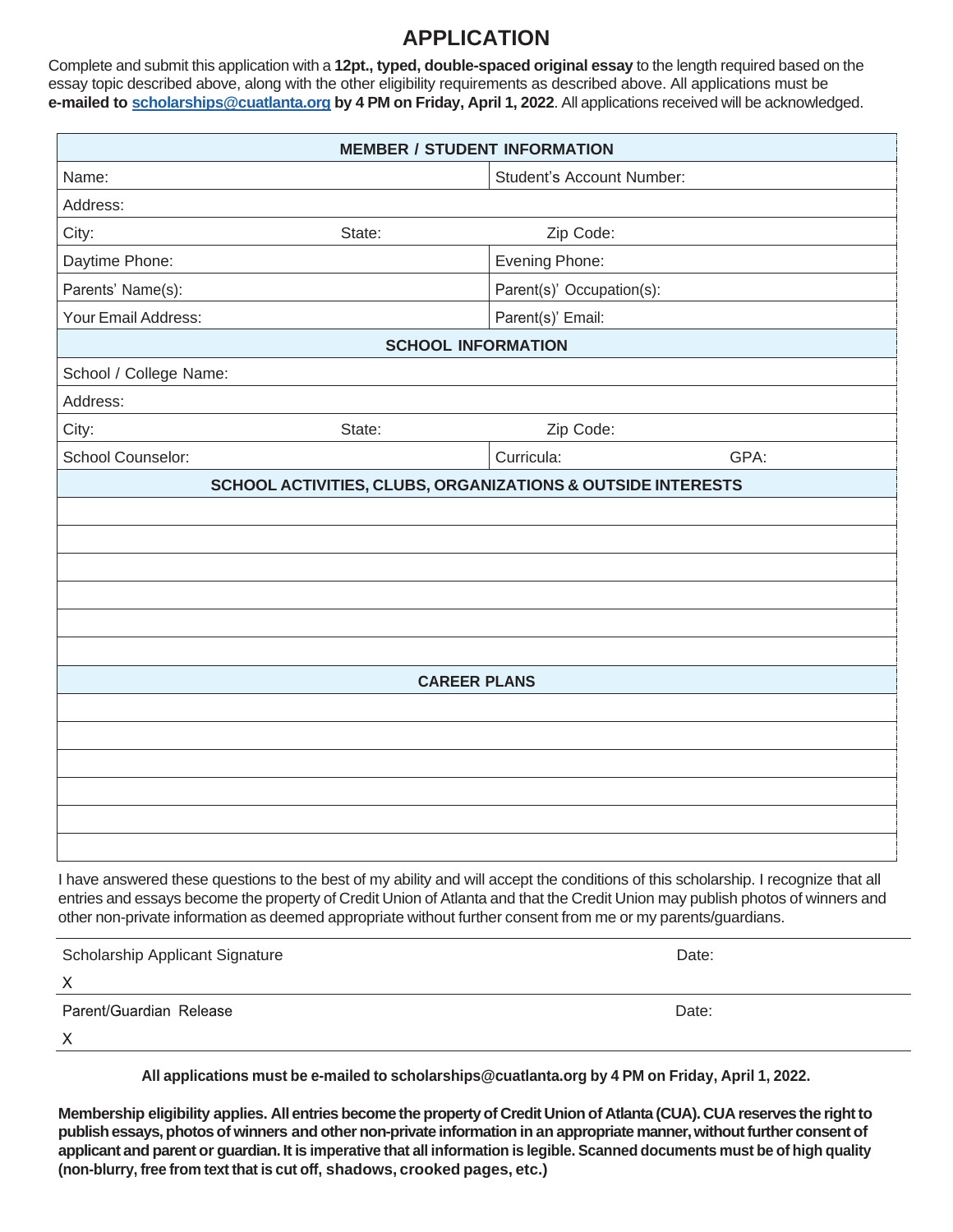# APPLICATION

Complete and submit this application with a **12pt., typed, double-spaced original essay** to the length required based on the essay topic described above, along with the other eligibility requirements as described above. All applications must be **e-mailed to scholarships@cuatlanta.org by 4 PM on Friday, April 1, 2022**. All applications received will be acknowledged.

| **MEMBER / STUDENT INFORMATION** | | |
|---|---|---|
| Name: | Student's Account Number: | |
| Address: | | |
| City: State: | Zip Code: | |
| Daytime Phone: | Evening Phone: | |
| Parents' Name(s): | Parent(s)' Occupation(s): | |
| Your Email Address: | Parent(s)' Email: | |
| **SCHOOL INFORMATION** | | |
| School / College Name: | | |
| Address: | | |
| City: State: | Zip Code: | |
| School Counselor: | Curricula: | GPA: |

| **SCHOOL ACTIVITIES, CLUBS, ORGANIZATIONS & OUTSIDE INTERESTS** |
|---|
| |
| |
| |
| |
| |
| |

| **CAREER PLANS** |
|---|
| |
| |
| |
| |
| |
| |

I have answered these questions to the best of my ability and will accept the conditions of this scholarship. I recognize that all entries and essays become the property of Credit Union of Atlanta and that the Credit Union may publish photos of winners and other non-private information as deemed appropriate without further consent from me or my parents/guardians.

Scholarship Applicant Signature — Date:

X

Parent/Guardian Release — Date:

X

**All applications must be e-mailed to scholarships@cuatlanta.org by 4 PM on Friday, April 1, 2022.**

**Membership eligibility applies. All entries become the property of Credit Union of Atlanta (CUA). CUA reserves the right to publish essays, photos of winners and other non-private information in an appropriate manner, without further consent of applicant and parent or guardian. It is imperative that all information is legible. Scanned documents must be of high quality (non-blurry, free from text that is cut off, shadows, crooked pages, etc.)**